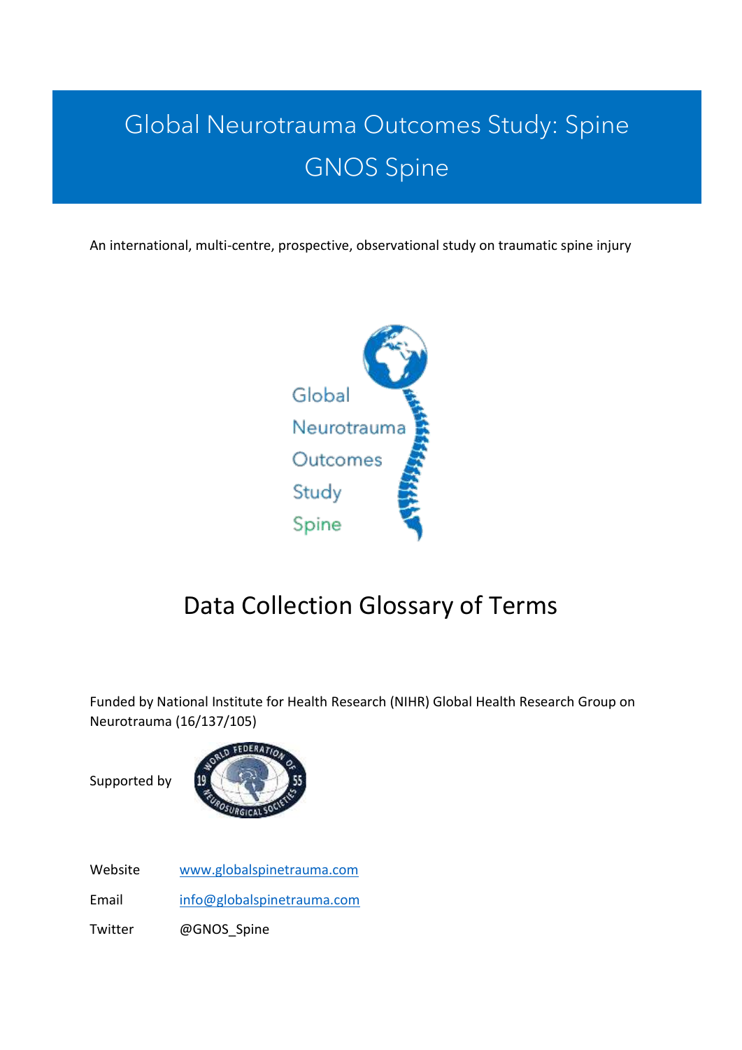# Global Neurotrauma Outcomes Study: Spine

# GNOS Spine

An international, multi-centre, prospective, observational study on traumatic spine injury

Global
Neurotrauma
Outcomes
Study
Spine

## Data Collection Glossary of Terms

Funded by National Institute for Health Research (NIHR) Global Health Research Group on Neurotrauma (16/137/105)

Supported by

| | |
|---|---|
| Website | www.globalspinetrauma.com |
| Email | info@globalspinetrauma.com |
| Twitter | @GNOS_Spine |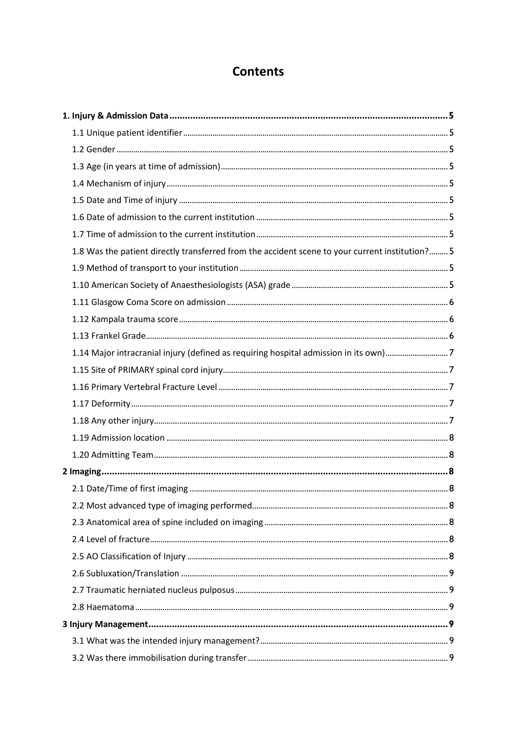# Contents

**1. Injury & Admission Data** .......... **5**

1.1 Unique patient identifier .......... 5

1.2 Gender .......... 5

1.3 Age (in years at time of admission) .......... 5

1.4 Mechanism of injury .......... 5

1.5 Date and Time of injury .......... 5

1.6 Date of admission to the current institution .......... 5

1.7 Time of admission to the current institution .......... 5

1.8 Was the patient directly transferred from the accident scene to your current institution? .......... 5

1.9 Method of transport to your institution .......... 5

1.10 American Society of Anaesthesiologists (ASA) grade .......... 5

1.11 Glasgow Coma Score on admission .......... 6

1.12 Kampala trauma score .......... 6

1.13 Frankel Grade .......... 6

1.14 Major intracranial injury (defined as requiring hospital admission in its own) .......... 7

1.15 Site of PRIMARY spinal cord injury .......... 7

1.16 Primary Vertebral Fracture Level .......... 7

1.17 Deformity .......... 7

1.18 Any other injury .......... 7

1.19 Admission location .......... 8

1.20 Admitting Team .......... 8

**2 Imaging** .......... **8**

2.1 Date/Time of first imaging .......... 8

2.2 Most advanced type of imaging performed .......... 8

2.3 Anatomical area of spine included on imaging .......... 8

2.4 Level of fracture .......... 8

2.5 AO Classification of Injury .......... 8

2.6 Subluxation/Translation .......... 9

2.7 Traumatic herniated nucleus pulposus .......... 9

2.8 Haematoma .......... 9

**3 Injury Management** .......... **9**

3.1 What was the intended injury management? .......... 9

3.2 Was there immobilisation during transfer .......... 9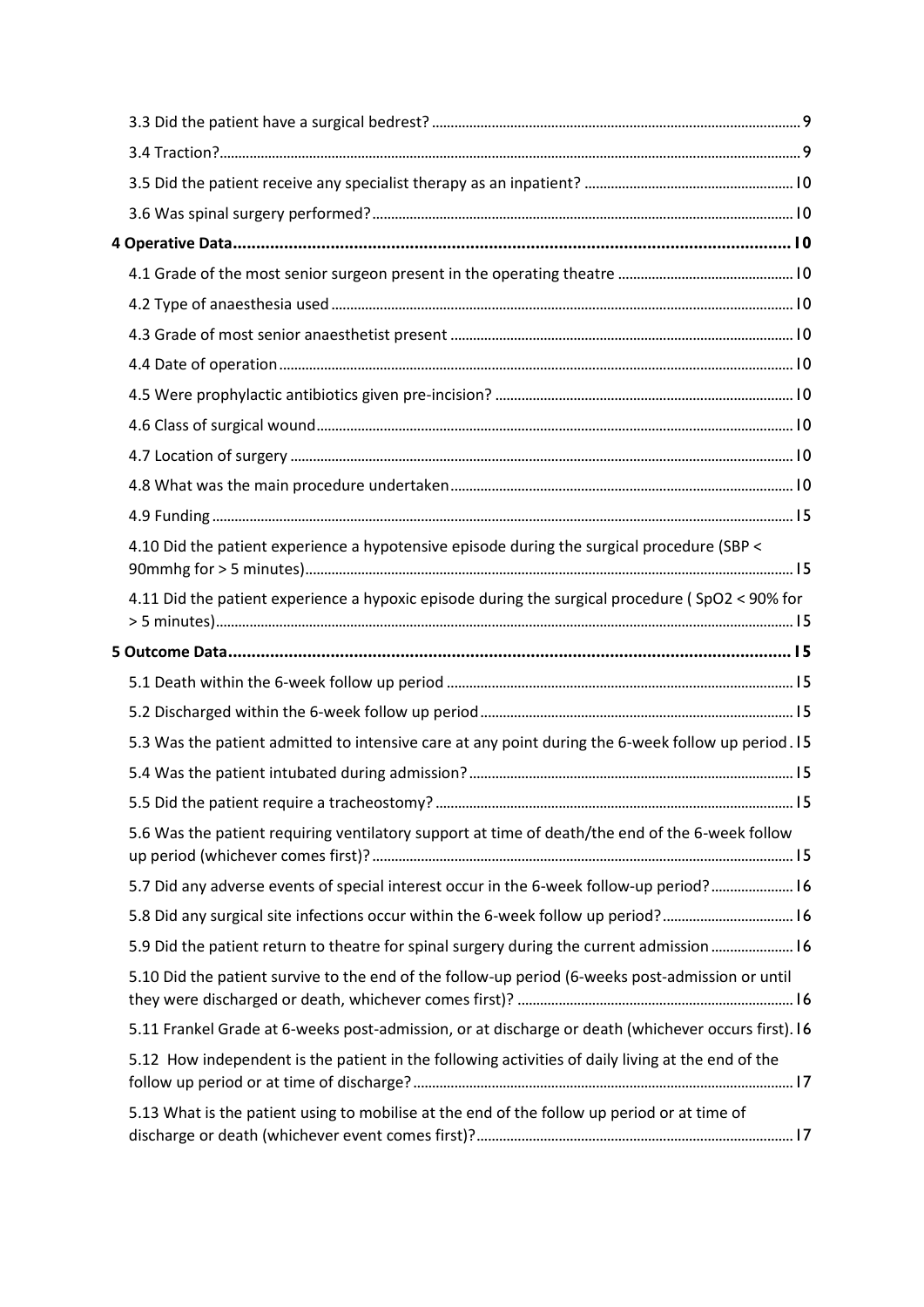3.3 Did the patient have a surgical bedrest? ........ 9

3.4 Traction? ........ 9

3.5 Did the patient receive any specialist therapy as an inpatient? ........ 10

3.6 Was spinal surgery performed? ........ 10

**4 Operative Data ........ 10**

4.1 Grade of the most senior surgeon present in the operating theatre ........ 10

4.2 Type of anaesthesia used ........ 10

4.3 Grade of most senior anaesthetist present ........ 10

4.4 Date of operation ........ 10

4.5 Were prophylactic antibiotics given pre-incision? ........ 10

4.6 Class of surgical wound ........ 10

4.7 Location of surgery ........ 10

4.8 What was the main procedure undertaken ........ 10

4.9 Funding ........ 15

4.10 Did the patient experience a hypotensive episode during the surgical procedure (SBP < 90mmhg for > 5 minutes) ........ 15

4.11 Did the patient experience a hypoxic episode during the surgical procedure ( SpO2 < 90% for > 5 minutes) ........ 15

**5 Outcome Data ........ 15**

5.1 Death within the 6-week follow up period ........ 15

5.2 Discharged within the 6-week follow up period ........ 15

5.3 Was the patient admitted to intensive care at any point during the 6-week follow up period ........ 15

5.4 Was the patient intubated during admission? ........ 15

5.5 Did the patient require a tracheostomy? ........ 15

5.6 Was the patient requiring ventilatory support at time of death/the end of the 6-week follow up period (whichever comes first)? ........ 15

5.7 Did any adverse events of special interest occur in the 6-week follow-up period? ........ 16

5.8 Did any surgical site infections occur within the 6-week follow up period? ........ 16

5.9 Did the patient return to theatre for spinal surgery during the current admission ........ 16

5.10 Did the patient survive to the end of the follow-up period (6-weeks post-admission or until they were discharged or death, whichever comes first)? ........ 16

5.11 Frankel Grade at 6-weeks post-admission, or at discharge or death (whichever occurs first). 16

5.12 How independent is the patient in the following activities of daily living at the end of the follow up period or at time of discharge? ........ 17

5.13 What is the patient using to mobilise at the end of the follow up period or at time of discharge or death (whichever event comes first)? ........ 17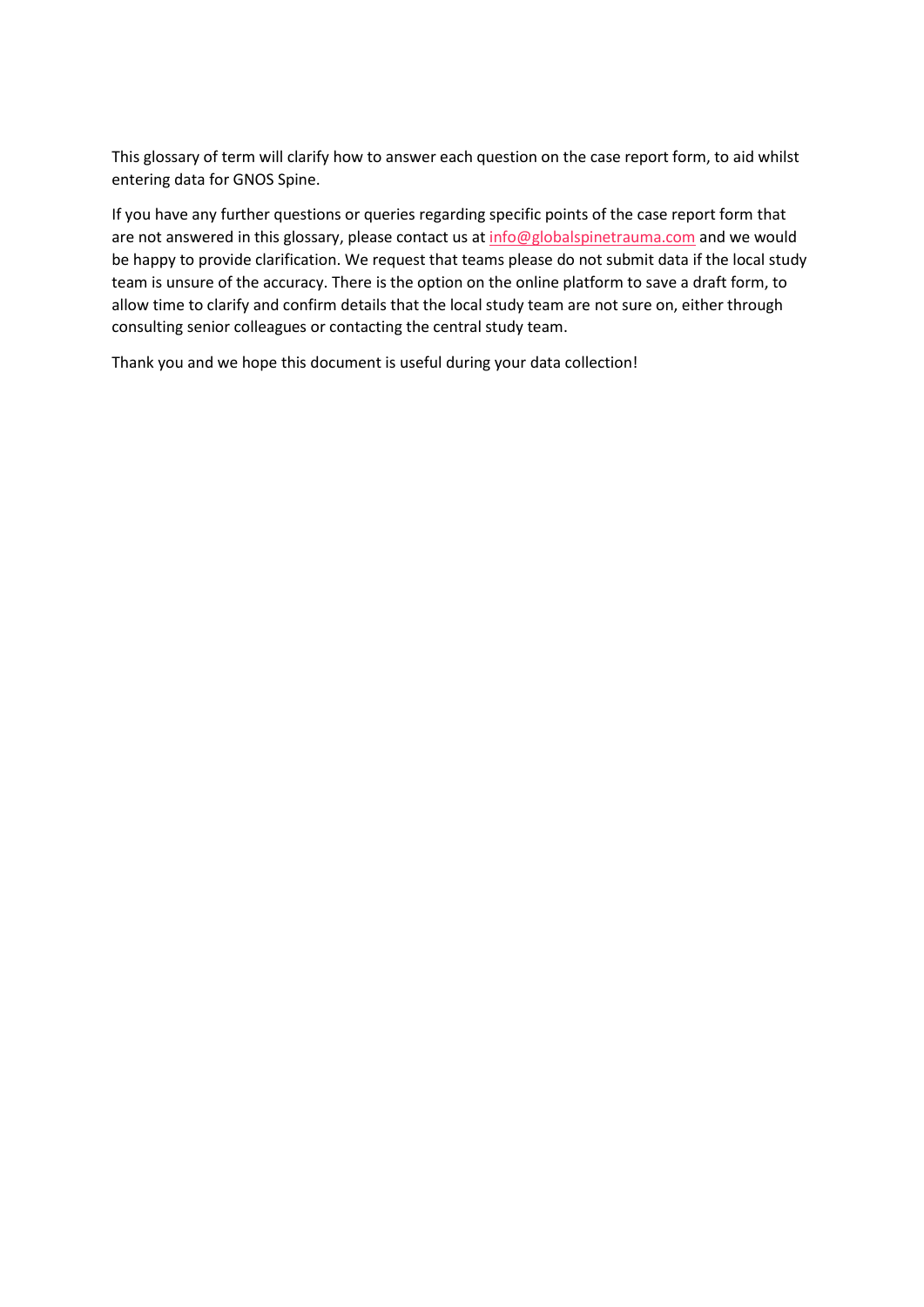This glossary of term will clarify how to answer each question on the case report form, to aid whilst entering data for GNOS Spine.

If you have any further questions or queries regarding specific points of the case report form that are not answered in this glossary, please contact us at info@globalspinetrauma.com and we would be happy to provide clarification. We request that teams please do not submit data if the local study team is unsure of the accuracy. There is the option on the online platform to save a draft form, to allow time to clarify and confirm details that the local study team are not sure on, either through consulting senior colleagues or contacting the central study team.

Thank you and we hope this document is useful during your data collection!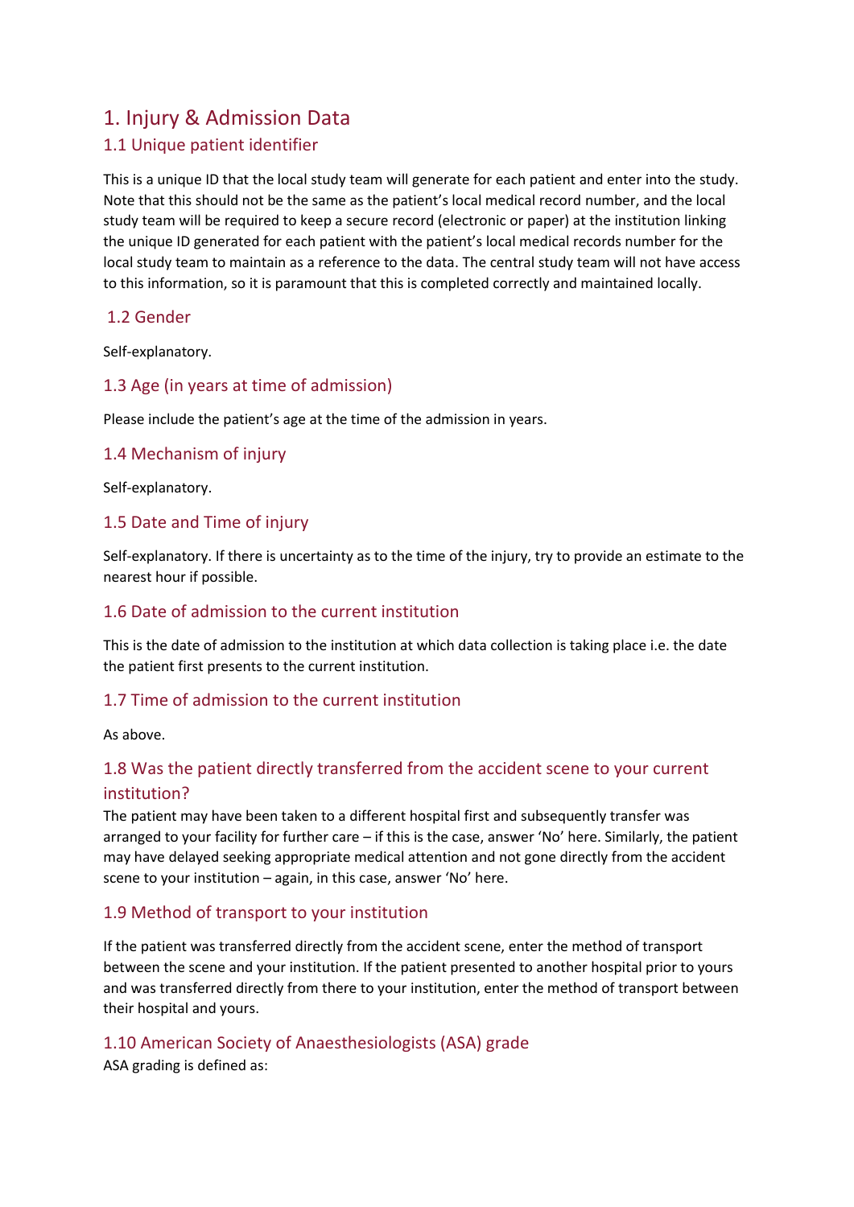# 1. Injury & Admission Data

## 1.1 Unique patient identifier

This is a unique ID that the local study team will generate for each patient and enter into the study. Note that this should not be the same as the patient's local medical record number, and the local study team will be required to keep a secure record (electronic or paper) at the institution linking the unique ID generated for each patient with the patient's local medical records number for the local study team to maintain as a reference to the data. The central study team will not have access to this information, so it is paramount that this is completed correctly and maintained locally.

## 1.2 Gender

Self-explanatory.

## 1.3 Age (in years at time of admission)

Please include the patient's age at the time of the admission in years.

## 1.4 Mechanism of injury

Self-explanatory.

## 1.5 Date and Time of injury

Self-explanatory. If there is uncertainty as to the time of the injury, try to provide an estimate to the nearest hour if possible.

## 1.6 Date of admission to the current institution

This is the date of admission to the institution at which data collection is taking place i.e. the date the patient first presents to the current institution.

## 1.7 Time of admission to the current institution

As above.

## 1.8 Was the patient directly transferred from the accident scene to your current institution?

The patient may have been taken to a different hospital first and subsequently transfer was arranged to your facility for further care – if this is the case, answer 'No' here. Similarly, the patient may have delayed seeking appropriate medical attention and not gone directly from the accident scene to your institution – again, in this case, answer 'No' here.

## 1.9 Method of transport to your institution

If the patient was transferred directly from the accident scene, enter the method of transport between the scene and your institution. If the patient presented to another hospital prior to yours and was transferred directly from there to your institution, enter the method of transport between their hospital and yours.

## 1.10 American Society of Anaesthesiologists (ASA) grade

ASA grading is defined as: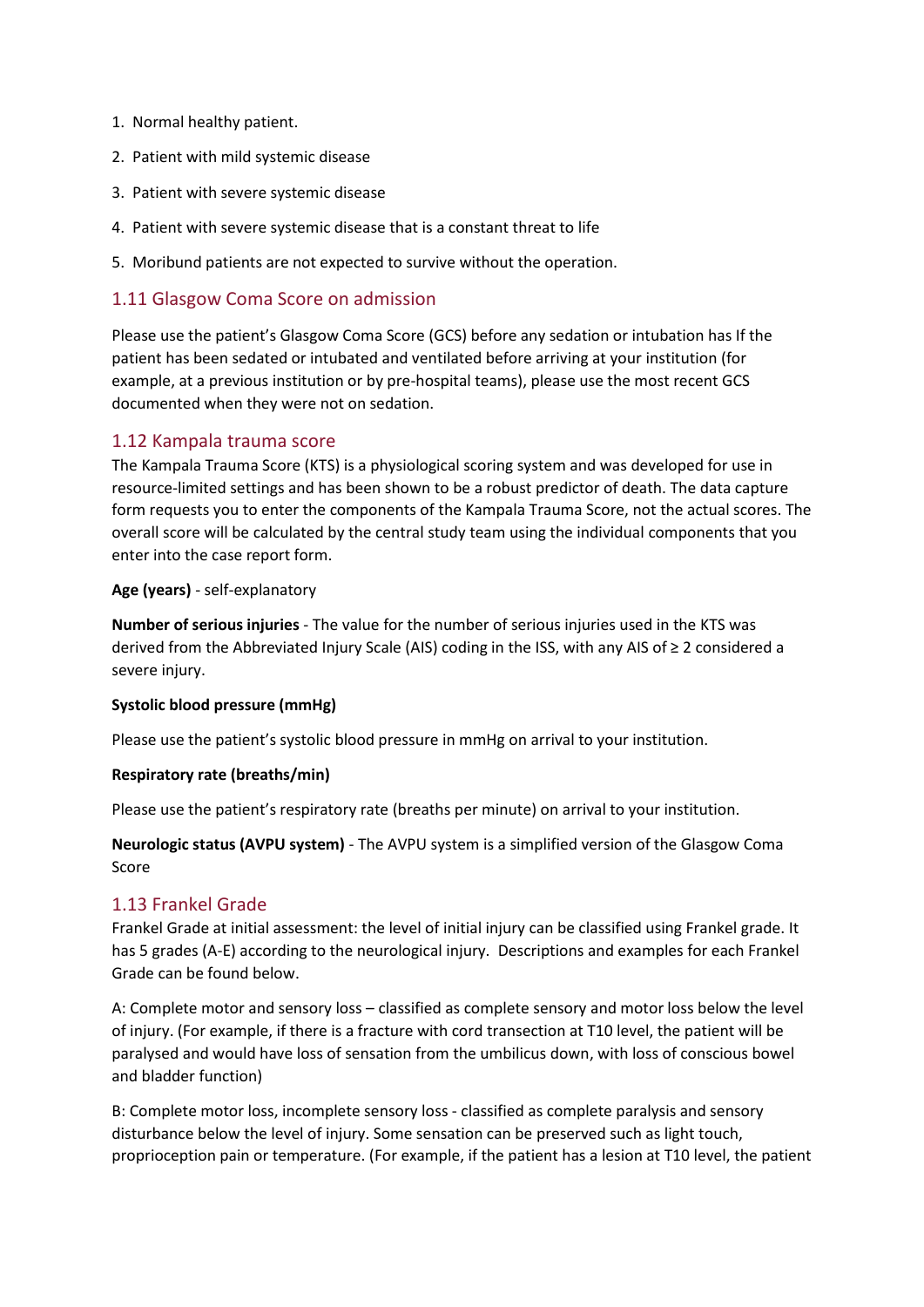1. Normal healthy patient.
2. Patient with mild systemic disease
3. Patient with severe systemic disease
4. Patient with severe systemic disease that is a constant threat to life
5. Moribund patients are not expected to survive without the operation.

## 1.11 Glasgow Coma Score on admission

Please use the patient's Glasgow Coma Score (GCS) before any sedation or intubation has If the patient has been sedated or intubated and ventilated before arriving at your institution (for example, at a previous institution or by pre-hospital teams), please use the most recent GCS documented when they were not on sedation.

## 1.12 Kampala trauma score

The Kampala Trauma Score (KTS) is a physiological scoring system and was developed for use in resource-limited settings and has been shown to be a robust predictor of death. The data capture form requests you to enter the components of the Kampala Trauma Score, not the actual scores. The overall score will be calculated by the central study team using the individual components that you enter into the case report form.

**Age (years)** - self-explanatory

**Number of serious injuries** - The value for the number of serious injuries used in the KTS was derived from the Abbreviated Injury Scale (AIS) coding in the ISS, with any AIS of ≥ 2 considered a severe injury.

**Systolic blood pressure (mmHg)**

Please use the patient's systolic blood pressure in mmHg on arrival to your institution.

**Respiratory rate (breaths/min)**

Please use the patient's respiratory rate (breaths per minute) on arrival to your institution.

**Neurologic status (AVPU system)** - The AVPU system is a simplified version of the Glasgow Coma Score

## 1.13 Frankel Grade

Frankel Grade at initial assessment: the level of initial injury can be classified using Frankel grade. It has 5 grades (A-E) according to the neurological injury. Descriptions and examples for each Frankel Grade can be found below.

A: Complete motor and sensory loss – classified as complete sensory and motor loss below the level of injury. (For example, if there is a fracture with cord transection at T10 level, the patient will be paralysed and would have loss of sensation from the umbilicus down, with loss of conscious bowel and bladder function)

B: Complete motor loss, incomplete sensory loss - classified as complete paralysis and sensory disturbance below the level of injury. Some sensation can be preserved such as light touch, proprioception pain or temperature. (For example, if the patient has a lesion at T10 level, the patient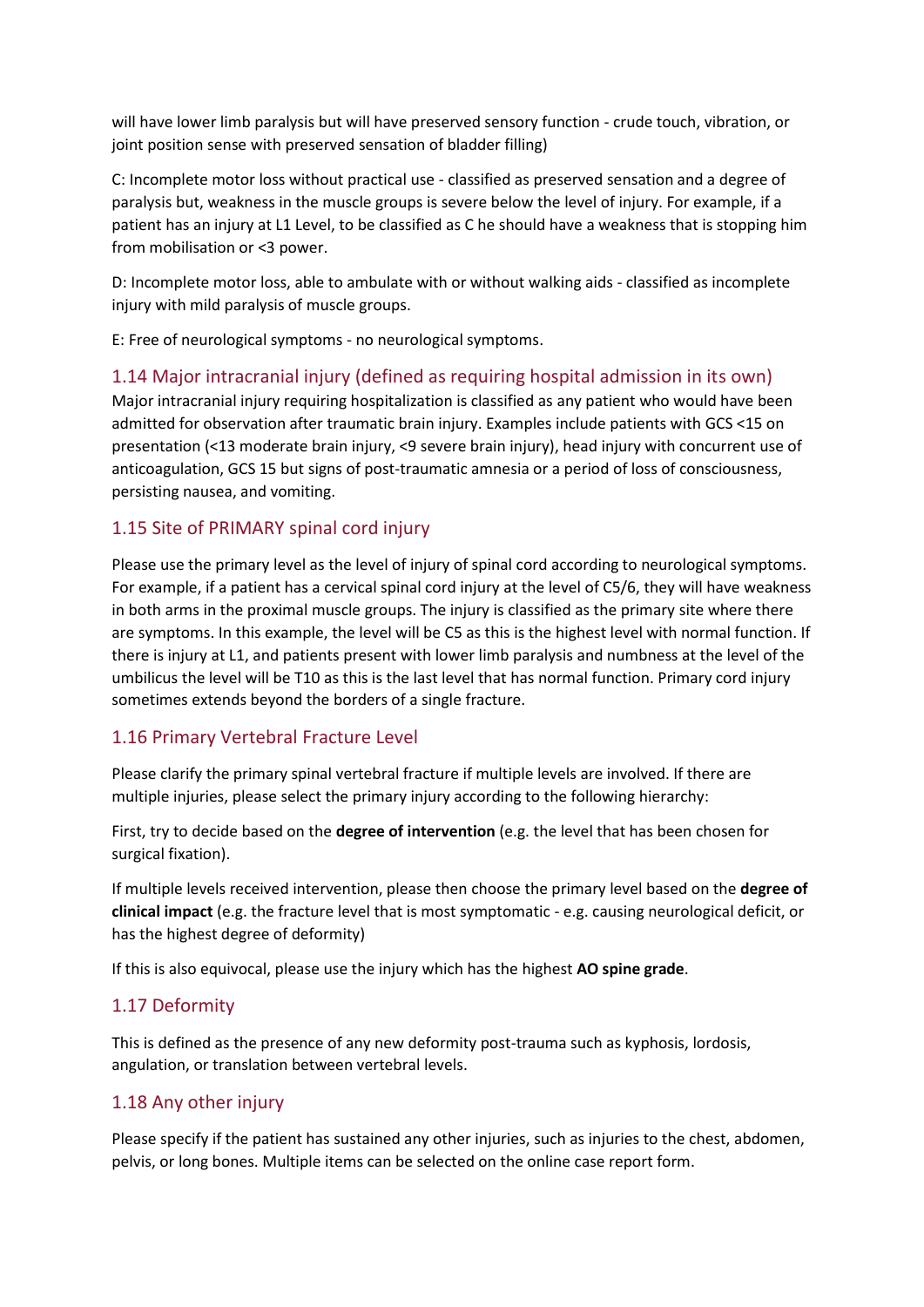will have lower limb paralysis but will have preserved sensory function - crude touch, vibration, or joint position sense with preserved sensation of bladder filling)

C: Incomplete motor loss without practical use - classified as preserved sensation and a degree of paralysis but, weakness in the muscle groups is severe below the level of injury. For example, if a patient has an injury at L1 Level, to be classified as C he should have a weakness that is stopping him from mobilisation or <3 power.

D: Incomplete motor loss, able to ambulate with or without walking aids - classified as incomplete injury with mild paralysis of muscle groups.

E: Free of neurological symptoms - no neurological symptoms.

## 1.14 Major intracranial injury (defined as requiring hospital admission in its own)

Major intracranial injury requiring hospitalization is classified as any patient who would have been admitted for observation after traumatic brain injury. Examples include patients with GCS <15 on presentation (<13 moderate brain injury, <9 severe brain injury), head injury with concurrent use of anticoagulation, GCS 15 but signs of post-traumatic amnesia or a period of loss of consciousness, persisting nausea, and vomiting.

## 1.15 Site of PRIMARY spinal cord injury

Please use the primary level as the level of injury of spinal cord according to neurological symptoms. For example, if a patient has a cervical spinal cord injury at the level of C5/6, they will have weakness in both arms in the proximal muscle groups. The injury is classified as the primary site where there are symptoms. In this example, the level will be C5 as this is the highest level with normal function. If there is injury at L1, and patients present with lower limb paralysis and numbness at the level of the umbilicus the level will be T10 as this is the last level that has normal function. Primary cord injury sometimes extends beyond the borders of a single fracture.

## 1.16 Primary Vertebral Fracture Level

Please clarify the primary spinal vertebral fracture if multiple levels are involved. If there are multiple injuries, please select the primary injury according to the following hierarchy:

First, try to decide based on the **degree of intervention** (e.g. the level that has been chosen for surgical fixation).

If multiple levels received intervention, please then choose the primary level based on the **degree of clinical impact** (e.g. the fracture level that is most symptomatic - e.g. causing neurological deficit, or has the highest degree of deformity)

If this is also equivocal, please use the injury which has the highest **AO spine grade**.

## 1.17 Deformity

This is defined as the presence of any new deformity post-trauma such as kyphosis, lordosis, angulation, or translation between vertebral levels.

## 1.18 Any other injury

Please specify if the patient has sustained any other injuries, such as injuries to the chest, abdomen, pelvis, or long bones. Multiple items can be selected on the online case report form.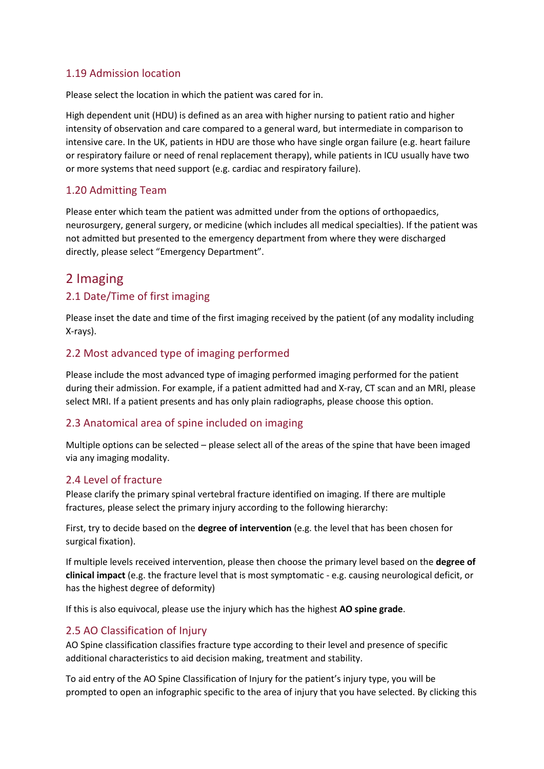### 1.19 Admission location

Please select the location in which the patient was cared for in.

High dependent unit (HDU) is defined as an area with higher nursing to patient ratio and higher intensity of observation and care compared to a general ward, but intermediate in comparison to intensive care. In the UK, patients in HDU are those who have single organ failure (e.g. heart failure or respiratory failure or need of renal replacement therapy), while patients in ICU usually have two or more systems that need support (e.g. cardiac and respiratory failure).

### 1.20 Admitting Team

Please enter which team the patient was admitted under from the options of orthopaedics, neurosurgery, general surgery, or medicine (which includes all medical specialties). If the patient was not admitted but presented to the emergency department from where they were discharged directly, please select "Emergency Department".

## 2 Imaging

### 2.1 Date/Time of first imaging

Please inset the date and time of the first imaging received by the patient (of any modality including X-rays).

### 2.2 Most advanced type of imaging performed

Please include the most advanced type of imaging performed imaging performed for the patient during their admission. For example, if a patient admitted had and X-ray, CT scan and an MRI, please select MRI. If a patient presents and has only plain radiographs, please choose this option.

### 2.3 Anatomical area of spine included on imaging

Multiple options can be selected – please select all of the areas of the spine that have been imaged via any imaging modality.

### 2.4 Level of fracture

Please clarify the primary spinal vertebral fracture identified on imaging. If there are multiple fractures, please select the primary injury according to the following hierarchy:

First, try to decide based on the **degree of intervention** (e.g. the level that has been chosen for surgical fixation).

If multiple levels received intervention, please then choose the primary level based on the **degree of clinical impact** (e.g. the fracture level that is most symptomatic - e.g. causing neurological deficit, or has the highest degree of deformity)

If this is also equivocal, please use the injury which has the highest **AO spine grade**.

### 2.5 AO Classification of Injury

AO Spine classification classifies fracture type according to their level and presence of specific additional characteristics to aid decision making, treatment and stability.

To aid entry of the AO Spine Classification of Injury for the patient's injury type, you will be prompted to open an infographic specific to the area of injury that you have selected. By clicking this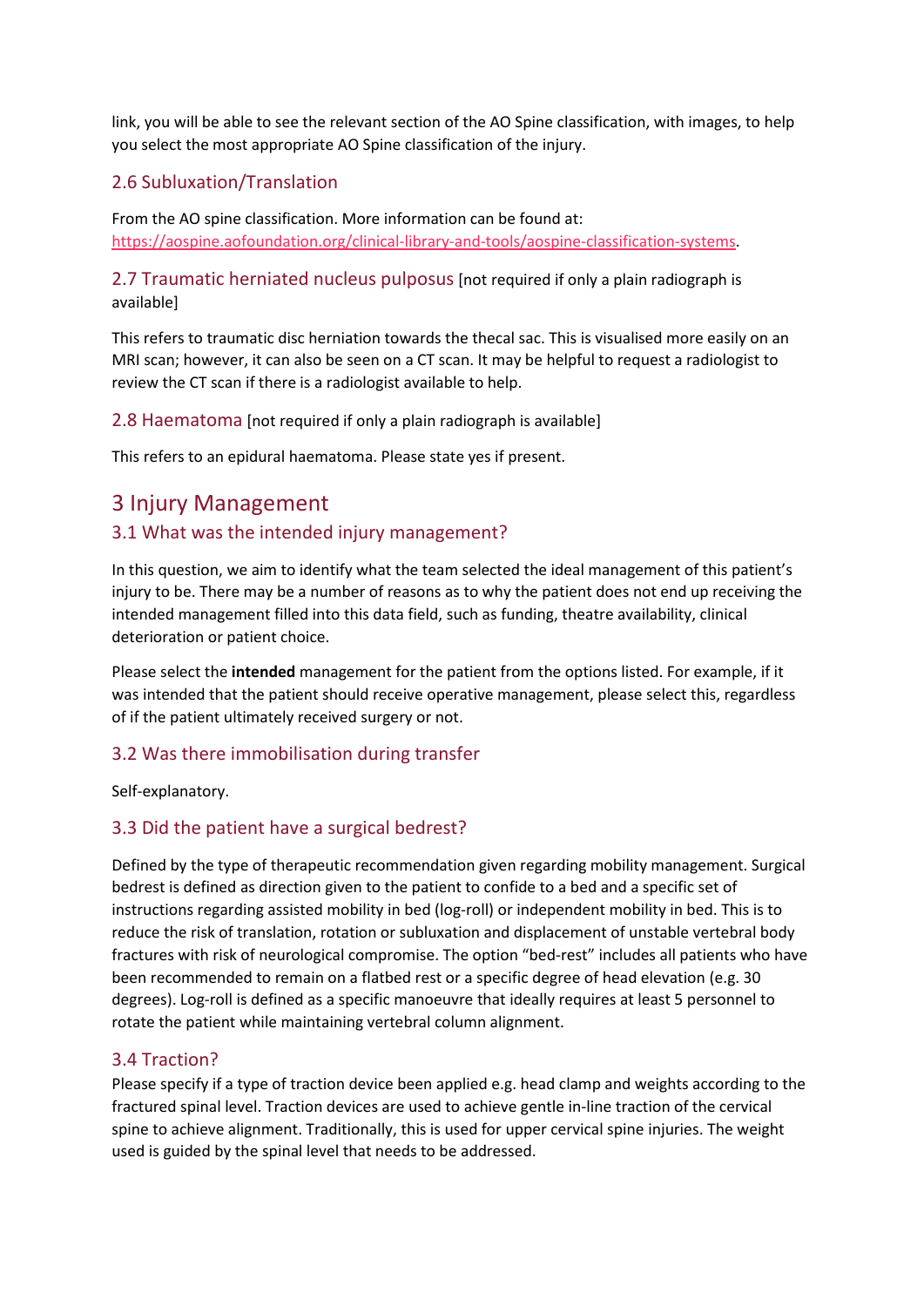link, you will be able to see the relevant section of the AO Spine classification, with images, to help you select the most appropriate AO Spine classification of the injury.

### 2.6 Subluxation/Translation

From the AO spine classification. More information can be found at: https://aospine.aofoundation.org/clinical-library-and-tools/aospine-classification-systems.

### 2.7 Traumatic herniated nucleus pulposus [not required if only a plain radiograph is available]

This refers to traumatic disc herniation towards the thecal sac. This is visualised more easily on an MRI scan; however, it can also be seen on a CT scan. It may be helpful to request a radiologist to review the CT scan if there is a radiologist available to help.

### 2.8 Haematoma [not required if only a plain radiograph is available]

This refers to an epidural haematoma. Please state yes if present.

## 3 Injury Management

### 3.1 What was the intended injury management?

In this question, we aim to identify what the team selected the ideal management of this patient's injury to be. There may be a number of reasons as to why the patient does not end up receiving the intended management filled into this data field, such as funding, theatre availability, clinical deterioration or patient choice.

Please select the **intended** management for the patient from the options listed. For example, if it was intended that the patient should receive operative management, please select this, regardless of if the patient ultimately received surgery or not.

### 3.2 Was there immobilisation during transfer

Self-explanatory.

### 3.3 Did the patient have a surgical bedrest?

Defined by the type of therapeutic recommendation given regarding mobility management. Surgical bedrest is defined as direction given to the patient to confide to a bed and a specific set of instructions regarding assisted mobility in bed (log-roll) or independent mobility in bed. This is to reduce the risk of translation, rotation or subluxation and displacement of unstable vertebral body fractures with risk of neurological compromise. The option "bed-rest" includes all patients who have been recommended to remain on a flatbed rest or a specific degree of head elevation (e.g. 30 degrees). Log-roll is defined as a specific manoeuvre that ideally requires at least 5 personnel to rotate the patient while maintaining vertebral column alignment.

### 3.4 Traction?

Please specify if a type of traction device been applied e.g. head clamp and weights according to the fractured spinal level. Traction devices are used to achieve gentle in-line traction of the cervical spine to achieve alignment. Traditionally, this is used for upper cervical spine injuries. The weight used is guided by the spinal level that needs to be addressed.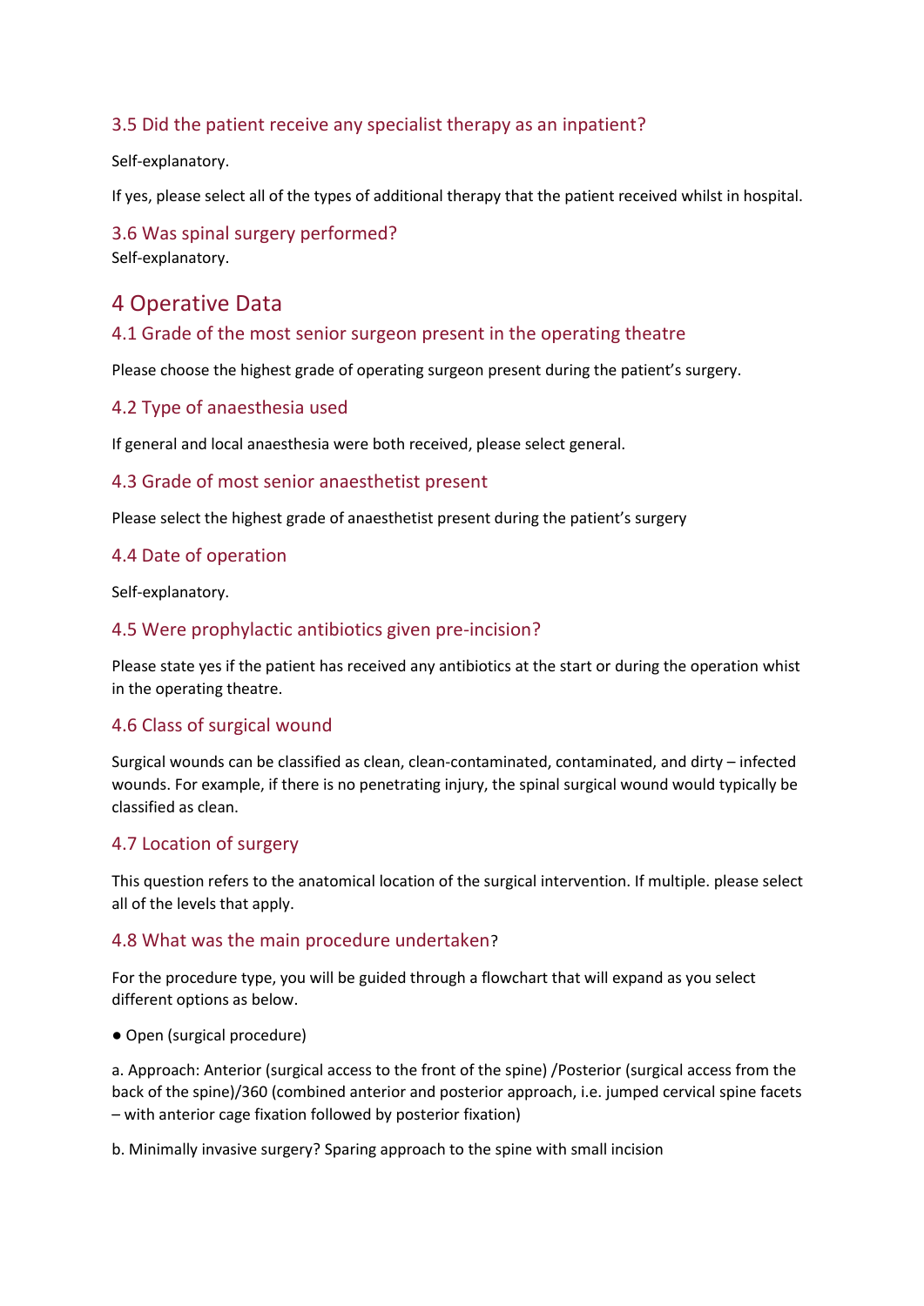### 3.5 Did the patient receive any specialist therapy as an inpatient?

Self-explanatory.

If yes, please select all of the types of additional therapy that the patient received whilst in hospital.

### 3.6 Was spinal surgery performed?

Self-explanatory.

## 4 Operative Data

### 4.1 Grade of the most senior surgeon present in the operating theatre

Please choose the highest grade of operating surgeon present during the patient's surgery.

### 4.2 Type of anaesthesia used

If general and local anaesthesia were both received, please select general.

### 4.3 Grade of most senior anaesthetist present

Please select the highest grade of anaesthetist present during the patient's surgery

### 4.4 Date of operation

Self-explanatory.

### 4.5 Were prophylactic antibiotics given pre-incision?

Please state yes if the patient has received any antibiotics at the start or during the operation whist in the operating theatre.

### 4.6 Class of surgical wound

Surgical wounds can be classified as clean, clean-contaminated, contaminated, and dirty – infected wounds. For example, if there is no penetrating injury, the spinal surgical wound would typically be classified as clean.

### 4.7 Location of surgery

This question refers to the anatomical location of the surgical intervention. If multiple. please select all of the levels that apply.

### 4.8 What was the main procedure undertaken?

For the procedure type, you will be guided through a flowchart that will expand as you select different options as below.

● Open (surgical procedure)

a. Approach: Anterior (surgical access to the front of the spine) /Posterior (surgical access from the back of the spine)/360 (combined anterior and posterior approach, i.e. jumped cervical spine facets – with anterior cage fixation followed by posterior fixation)

b. Minimally invasive surgery? Sparing approach to the spine with small incision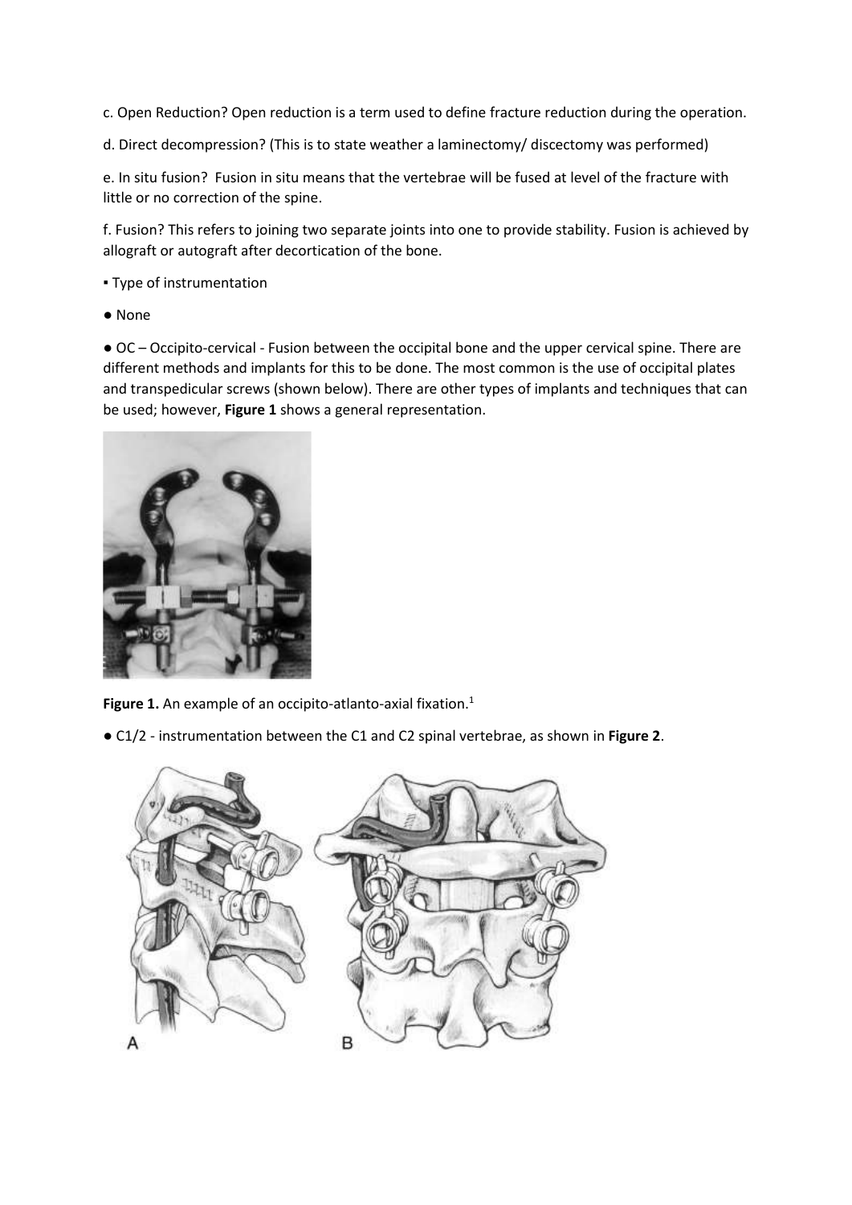c. Open Reduction? Open reduction is a term used to define fracture reduction during the operation.

d. Direct decompression? (This is to state weather a laminectomy/ discectomy was performed)

e. In situ fusion? Fusion in situ means that the vertebrae will be fused at level of the fracture with little or no correction of the spine.

f. Fusion? This refers to joining two separate joints into one to provide stability. Fusion is achieved by allograft or autograft after decortication of the bone.

▪ Type of instrumentation

● None

● OC – Occipito-cervical - Fusion between the occipital bone and the upper cervical spine. There are different methods and implants for this to be done. The most common is the use of occipital plates and transpedicular screws (shown below). There are other types of implants and techniques that can be used; however, **Figure 1** shows a general representation.

**Figure 1.** An example of an occipito-atlanto-axial fixation.[1]

● C1/2 - instrumentation between the C1 and C2 spinal vertebrae, as shown in **Figure 2**.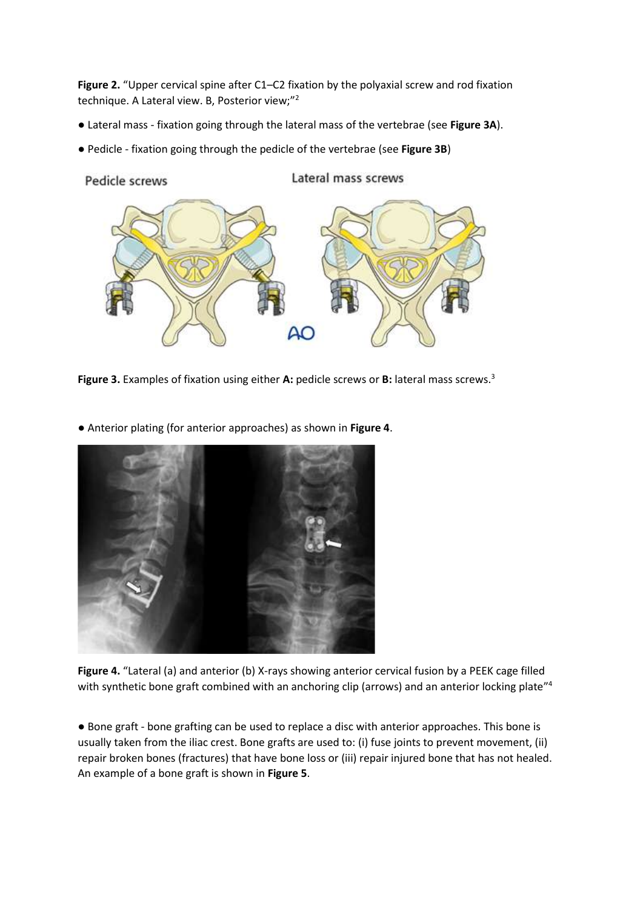**Figure 2.** "Upper cervical spine after C1–C2 fixation by the polyaxial screw and rod fixation technique. A Lateral view. B, Posterior view;"[2]

- Lateral mass - fixation going through the lateral mass of the vertebrae (see **Figure 3A**).
- Pedicle - fixation going through the pedicle of the vertebrae (see **Figure 3B**)

**Figure 3.** Examples of fixation using either **A:** pedicle screws or **B:** lateral mass screws.[3]

- Anterior plating (for anterior approaches) as shown in **Figure 4**.

**Figure 4.** "Lateral (a) and anterior (b) X-rays showing anterior cervical fusion by a PEEK cage filled with synthetic bone graft combined with an anchoring clip (arrows) and an anterior locking plate"[4]

- Bone graft - bone grafting can be used to replace a disc with anterior approaches. This bone is usually taken from the iliac crest. Bone grafts are used to: (i) fuse joints to prevent movement, (ii) repair broken bones (fractures) that have bone loss or (iii) repair injured bone that has not healed. An example of a bone graft is shown in **Figure 5**.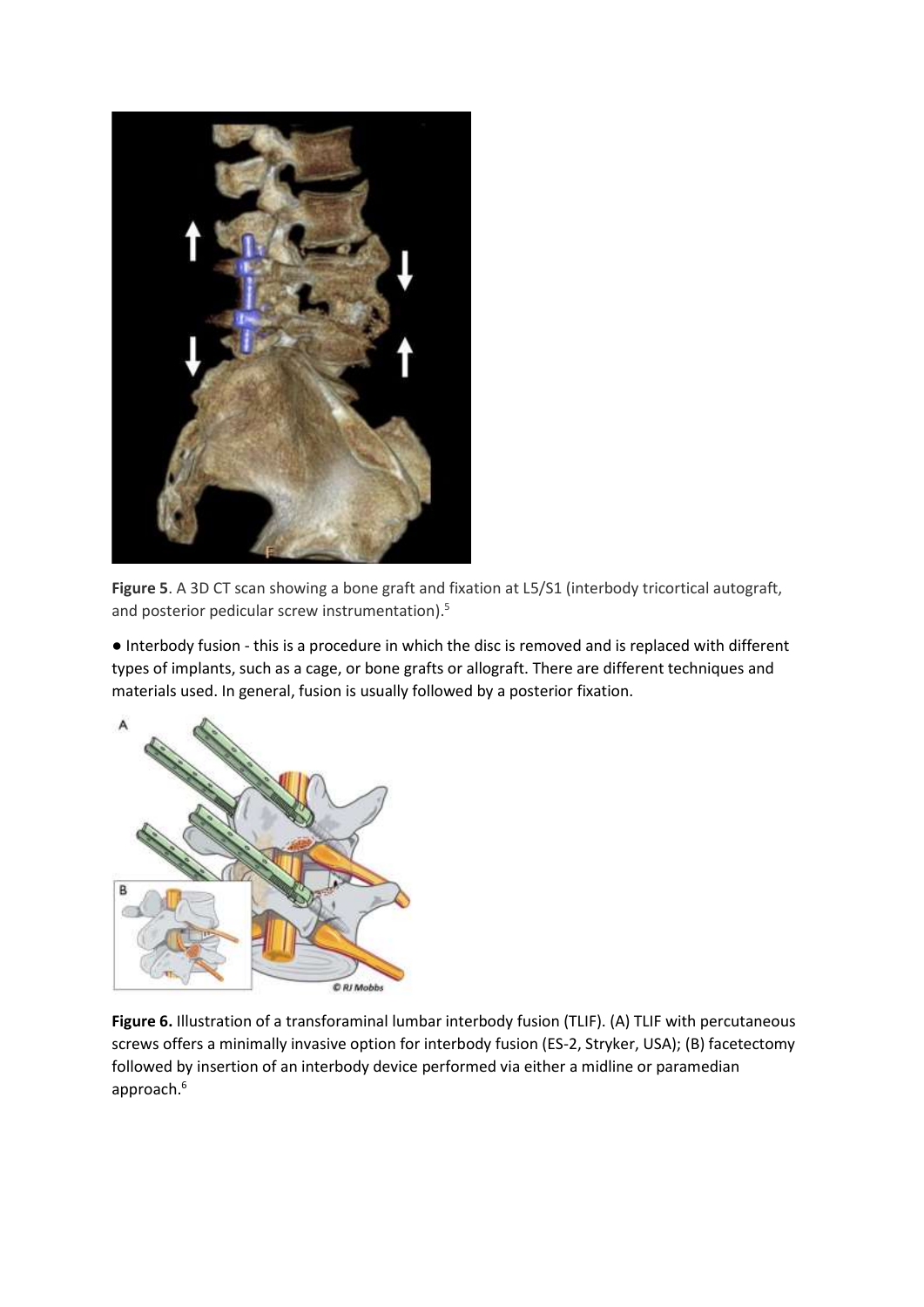**Figure 5**. A 3D CT scan showing a bone graft and fixation at L5/S1 (interbody tricortical autograft, and posterior pedicular screw instrumentation).[5]

● Interbody fusion - this is a procedure in which the disc is removed and is replaced with different types of implants, such as a cage, or bone grafts or allograft. There are different techniques and materials used. In general, fusion is usually followed by a posterior fixation.

**Figure 6.** Illustration of a transforaminal lumbar interbody fusion (TLIF). (A) TLIF with percutaneous screws offers a minimally invasive option for interbody fusion (ES-2, Stryker, USA); (B) facetectomy followed by insertion of an interbody device performed via either a midline or paramedian approach.[6]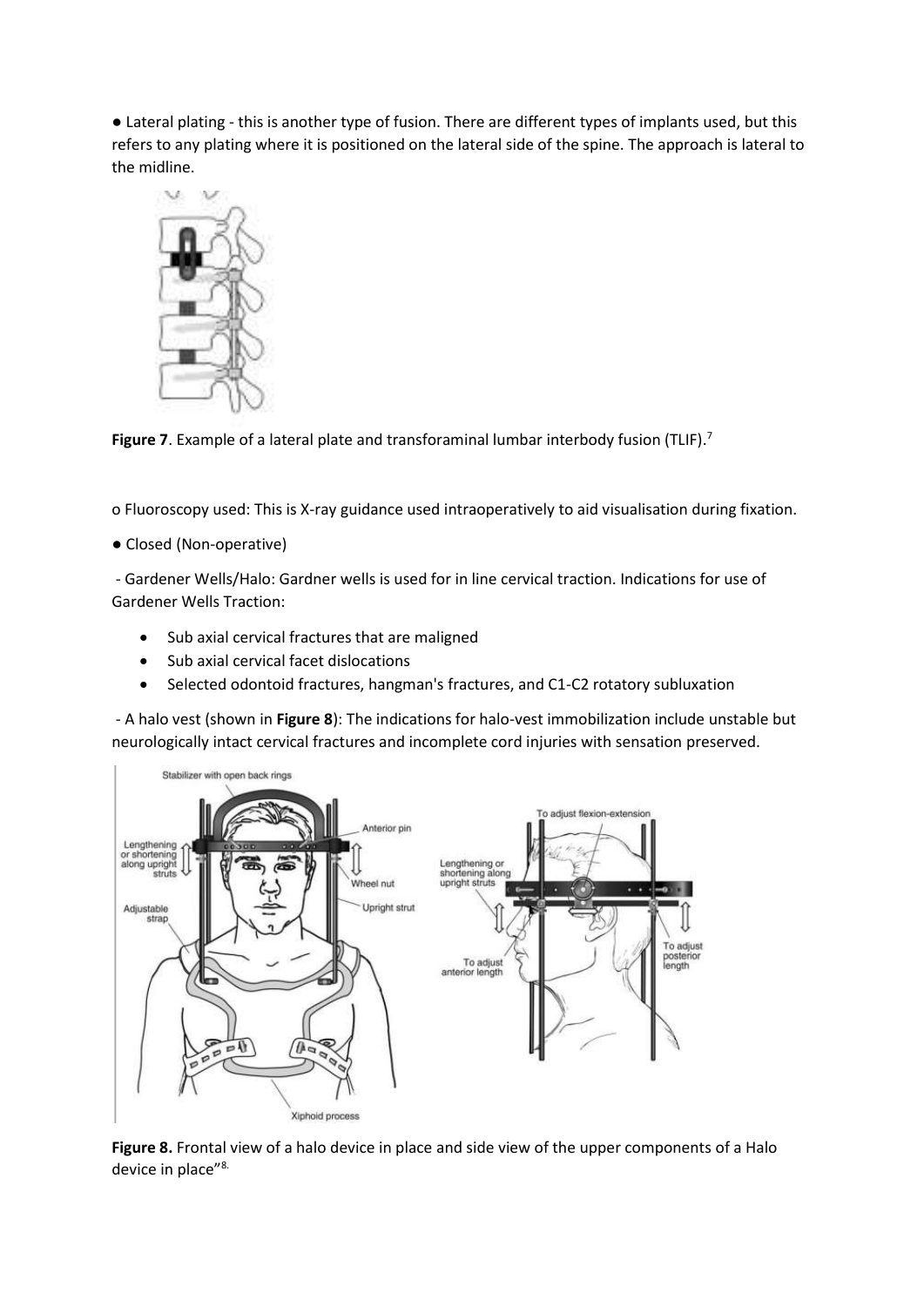● Lateral plating - this is another type of fusion. There are different types of implants used, but this refers to any plating where it is positioned on the lateral side of the spine. The approach is lateral to the midline.

**Figure 7**. Example of a lateral plate and transforaminal lumbar interbody fusion (TLIF).[7]

o Fluoroscopy used: This is X-ray guidance used intraoperatively to aid visualisation during fixation.

● Closed (Non-operative)

- Gardener Wells/Halo: Gardner wells is used for in line cervical traction. Indications for use of Gardener Wells Traction:

- Sub axial cervical fractures that are maligned
- Sub axial cervical facet dislocations
- Selected odontoid fractures, hangman's fractures, and C1-C2 rotatory subluxation

- A halo vest (shown in **Figure 8**): The indications for halo-vest immobilization include unstable but neurologically intact cervical fractures and incomplete cord injuries with sensation preserved.

**Figure 8.** Frontal view of a halo device in place and side view of the upper components of a Halo device in place"[8.]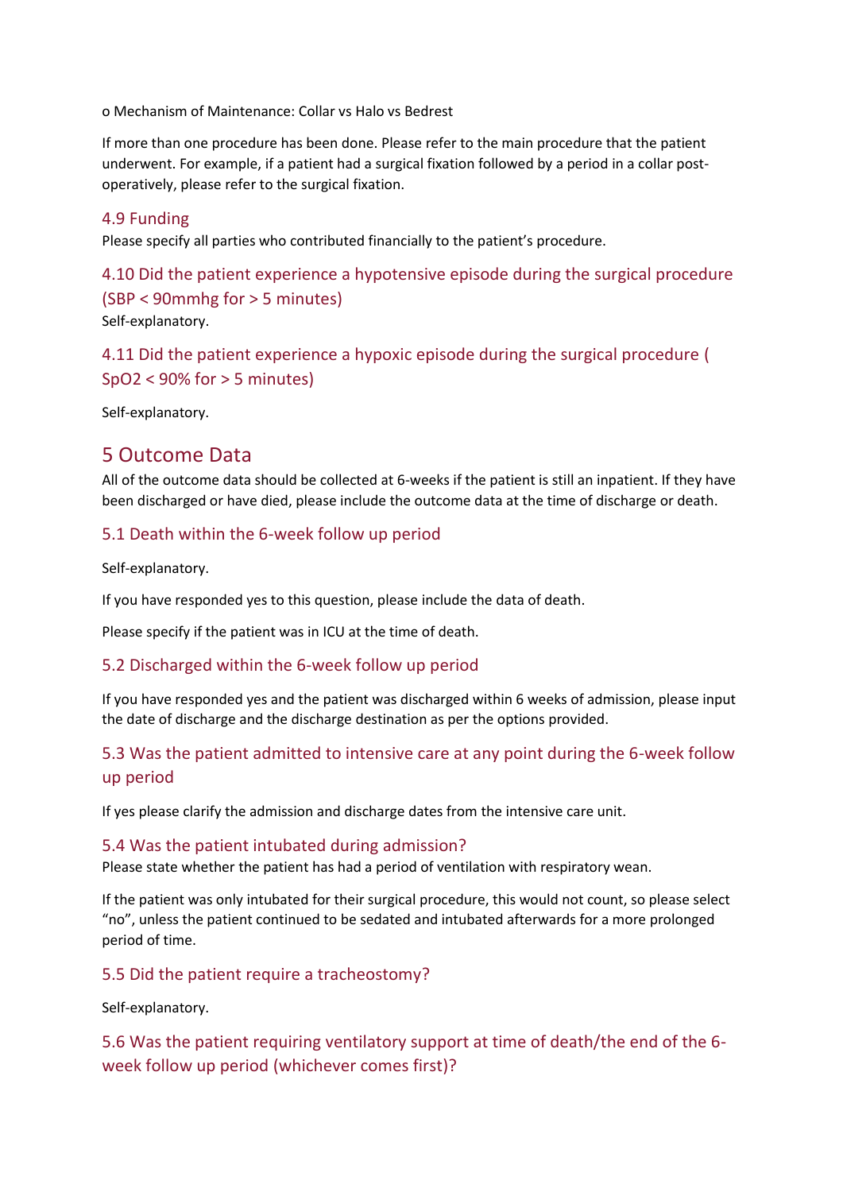o Mechanism of Maintenance: Collar vs Halo vs Bedrest

If more than one procedure has been done. Please refer to the main procedure that the patient underwent. For example, if a patient had a surgical fixation followed by a period in a collar post-operatively, please refer to the surgical fixation.

### 4.9 Funding

Please specify all parties who contributed financially to the patient's procedure.

### 4.10 Did the patient experience a hypotensive episode during the surgical procedure (SBP < 90mmhg for > 5 minutes)

Self-explanatory.

### 4.11 Did the patient experience a hypoxic episode during the surgical procedure ( SpO2 < 90% for > 5 minutes)

Self-explanatory.

## 5 Outcome Data

All of the outcome data should be collected at 6-weeks if the patient is still an inpatient. If they have been discharged or have died, please include the outcome data at the time of discharge or death.

### 5.1 Death within the 6-week follow up period

Self-explanatory.

If you have responded yes to this question, please include the data of death.

Please specify if the patient was in ICU at the time of death.

### 5.2 Discharged within the 6-week follow up period

If you have responded yes and the patient was discharged within 6 weeks of admission, please input the date of discharge and the discharge destination as per the options provided.

### 5.3 Was the patient admitted to intensive care at any point during the 6-week follow up period

If yes please clarify the admission and discharge dates from the intensive care unit.

### 5.4 Was the patient intubated during admission?

Please state whether the patient has had a period of ventilation with respiratory wean.

If the patient was only intubated for their surgical procedure, this would not count, so please select "no", unless the patient continued to be sedated and intubated afterwards for a more prolonged period of time.

### 5.5 Did the patient require a tracheostomy?

Self-explanatory.

### 5.6 Was the patient requiring ventilatory support at time of death/the end of the 6-week follow up period (whichever comes first)?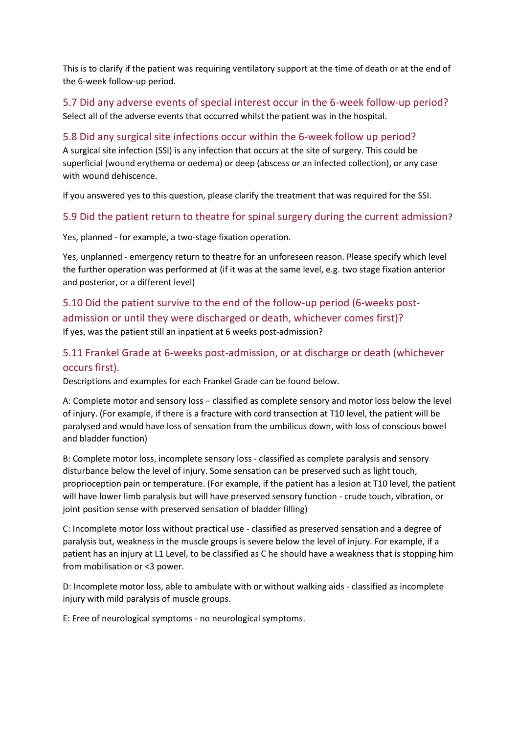This is to clarify if the patient was requiring ventilatory support at the time of death or at the end of the 6-week follow-up period.

## 5.7 Did any adverse events of special interest occur in the 6-week follow-up period?

Select all of the adverse events that occurred whilst the patient was in the hospital.

## 5.8 Did any surgical site infections occur within the 6-week follow up period?

A surgical site infection (SSI) is any infection that occurs at the site of surgery. This could be superficial (wound erythema or oedema) or deep (abscess or an infected collection), or any case with wound dehiscence.

If you answered yes to this question, please clarify the treatment that was required for the SSI.

## 5.9 Did the patient return to theatre for spinal surgery during the current admission?

Yes, planned - for example, a two-stage fixation operation.

Yes, unplanned - emergency return to theatre for an unforeseen reason. Please specify which level the further operation was performed at (if it was at the same level, e.g. two stage fixation anterior and posterior, or a different level)

## 5.10 Did the patient survive to the end of the follow-up period (6-weeks post-admission or until they were discharged or death, whichever comes first)?

If yes, was the patient still an inpatient at 6 weeks post-admission?

## 5.11 Frankel Grade at 6-weeks post-admission, or at discharge or death (whichever occurs first).

Descriptions and examples for each Frankel Grade can be found below.

A: Complete motor and sensory loss – classified as complete sensory and motor loss below the level of injury. (For example, if there is a fracture with cord transection at T10 level, the patient will be paralysed and would have loss of sensation from the umbilicus down, with loss of conscious bowel and bladder function)

B: Complete motor loss, incomplete sensory loss - classified as complete paralysis and sensory disturbance below the level of injury. Some sensation can be preserved such as light touch, proprioception pain or temperature. (For example, if the patient has a lesion at T10 level, the patient will have lower limb paralysis but will have preserved sensory function - crude touch, vibration, or joint position sense with preserved sensation of bladder filling)

C: Incomplete motor loss without practical use - classified as preserved sensation and a degree of paralysis but, weakness in the muscle groups is severe below the level of injury. For example, if a patient has an injury at L1 Level, to be classified as C he should have a weakness that is stopping him from mobilisation or <3 power.

D: Incomplete motor loss, able to ambulate with or without walking aids - classified as incomplete injury with mild paralysis of muscle groups.

E: Free of neurological symptoms - no neurological symptoms.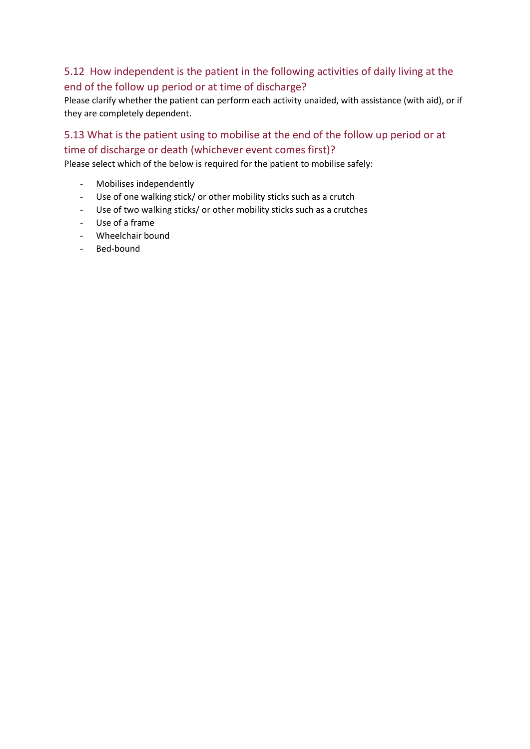### 5.12 How independent is the patient in the following activities of daily living at the end of the follow up period or at time of discharge?

Please clarify whether the patient can perform each activity unaided, with assistance (with aid), or if they are completely dependent.

### 5.13 What is the patient using to mobilise at the end of the follow up period or at time of discharge or death (whichever event comes first)?

Please select which of the below is required for the patient to mobilise safely:

- Mobilises independently
- Use of one walking stick/ or other mobility sticks such as a crutch
- Use of two walking sticks/ or other mobility sticks such as a crutches
- Use of a frame
- Wheelchair bound
- Bed-bound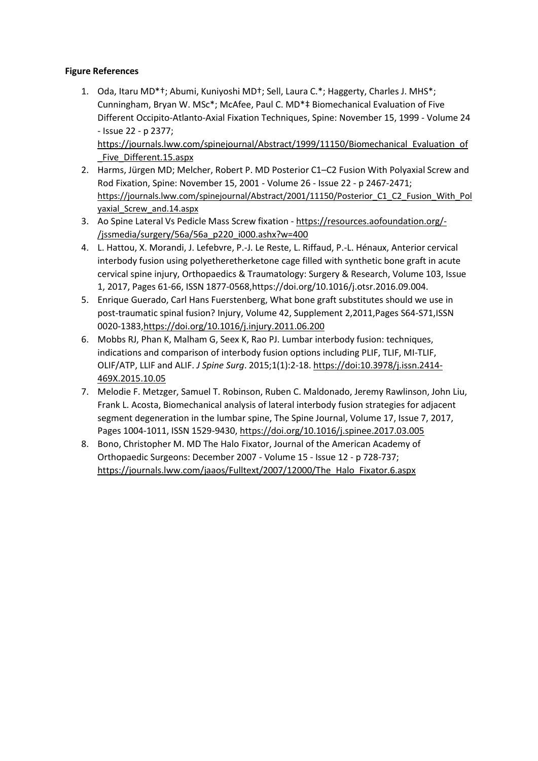**Figure References**

1. Oda, Itaru MD*†; Abumi, Kuniyoshi MD†; Sell, Laura C.*; Haggerty, Charles J. MHS*; Cunningham, Bryan W. MSc*; McAfee, Paul C. MD*‡ Biomechanical Evaluation of Five Different Occipito-Atlanto-Axial Fixation Techniques, Spine: November 15, 1999 - Volume 24 - Issue 22 - p 2377; https://journals.lww.com/spinejournal/Abstract/1999/11150/Biomechanical_Evaluation_of_Five_Different.15.aspx
2. Harms, Jürgen MD; Melcher, Robert P. MD Posterior C1–C2 Fusion With Polyaxial Screw and Rod Fixation, Spine: November 15, 2001 - Volume 26 - Issue 22 - p 2467-2471; https://journals.lww.com/spinejournal/Abstract/2001/11150/Posterior_C1_C2_Fusion_With_Polyaxial_Screw_and.14.aspx
3. Ao Spine Lateral Vs Pedicle Mass Screw fixation - https://resources.aofoundation.org/-/jssmedia/surgery/56a/56a_p220_i000.ashx?w=400
4. L. Hattou, X. Morandi, J. Lefebvre, P.-J. Le Reste, L. Riffaud, P.-L. Hénaux, Anterior cervical interbody fusion using polyetheretherketone cage filled with synthetic bone graft in acute cervical spine injury, Orthopaedics & Traumatology: Surgery & Research, Volume 103, Issue 1, 2017, Pages 61-66, ISSN 1877-0568,https://doi.org/10.1016/j.otsr.2016.09.004.
5. Enrique Guerado, Carl Hans Fuerstenberg, What bone graft substitutes should we use in post-traumatic spinal fusion? Injury, Volume 42, Supplement 2,2011,Pages S64-S71,ISSN 0020-1383,https://doi.org/10.1016/j.injury.2011.06.200
6. Mobbs RJ, Phan K, Malham G, Seex K, Rao PJ. Lumbar interbody fusion: techniques, indications and comparison of interbody fusion options including PLIF, TLIF, MI-TLIF, OLIF/ATP, LLIF and ALIF. *J Spine Surg*. 2015;1(1):2-18. https://doi:10.3978/j.issn.2414-469X.2015.10.05
7. Melodie F. Metzger, Samuel T. Robinson, Ruben C. Maldonado, Jeremy Rawlinson, John Liu, Frank L. Acosta, Biomechanical analysis of lateral interbody fusion strategies for adjacent segment degeneration in the lumbar spine, The Spine Journal, Volume 17, Issue 7, 2017, Pages 1004-1011, ISSN 1529-9430, https://doi.org/10.1016/j.spinee.2017.03.005
8. Bono, Christopher M. MD The Halo Fixator, Journal of the American Academy of Orthopaedic Surgeons: December 2007 - Volume 15 - Issue 12 - p 728-737; https://journals.lww.com/jaaos/Fulltext/2007/12000/The_Halo_Fixator.6.aspx